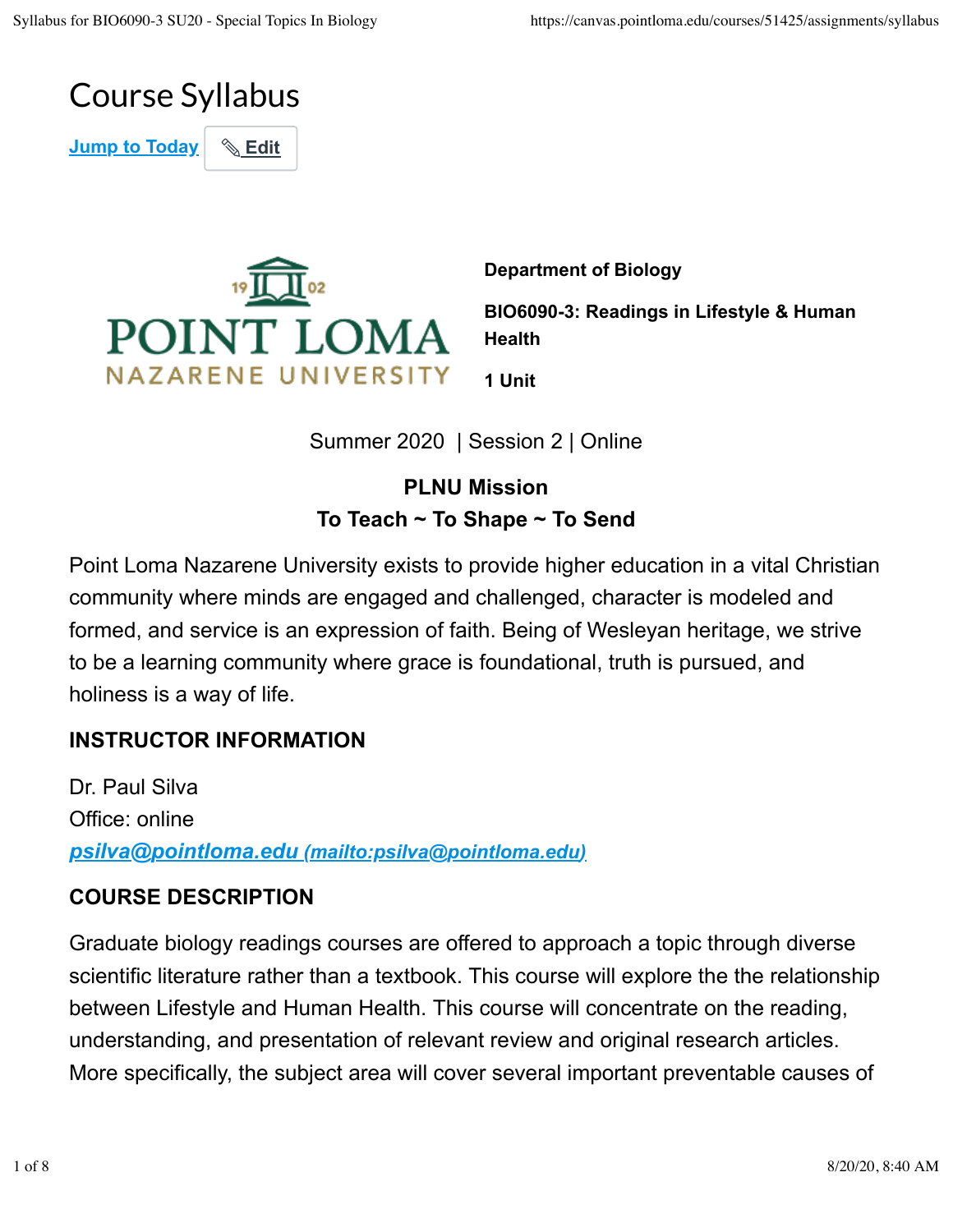# Course Syllabus

Jump to Today | Edit

**Department of Biology**

**BIO6090-3: Readings in Lifestyle & Human Health**

**1 Unit**

Summer 2020 | Session 2 | Online

**PLNU Mission**
**To Teach ~ To Shape ~ To Send**

Point Loma Nazarene University exists to provide higher education in a vital Christian community where minds are engaged and challenged, character is modeled and formed, and service is an expression of faith. Being of Wesleyan heritage, we strive to be a learning community where grace is foundational, truth is pursued, and holiness is a way of life.

## INSTRUCTOR INFORMATION

Dr. Paul Silva
Office: online
psilva@pointloma.edu (mailto:psilva@pointloma.edu)

## COURSE DESCRIPTION

Graduate biology readings courses are offered to approach a topic through diverse scientific literature rather than a textbook. This course will explore the the relationship between Lifestyle and Human Health. This course will concentrate on the reading, understanding, and presentation of relevant review and original research articles. More specifically, the subject area will cover several important preventable causes of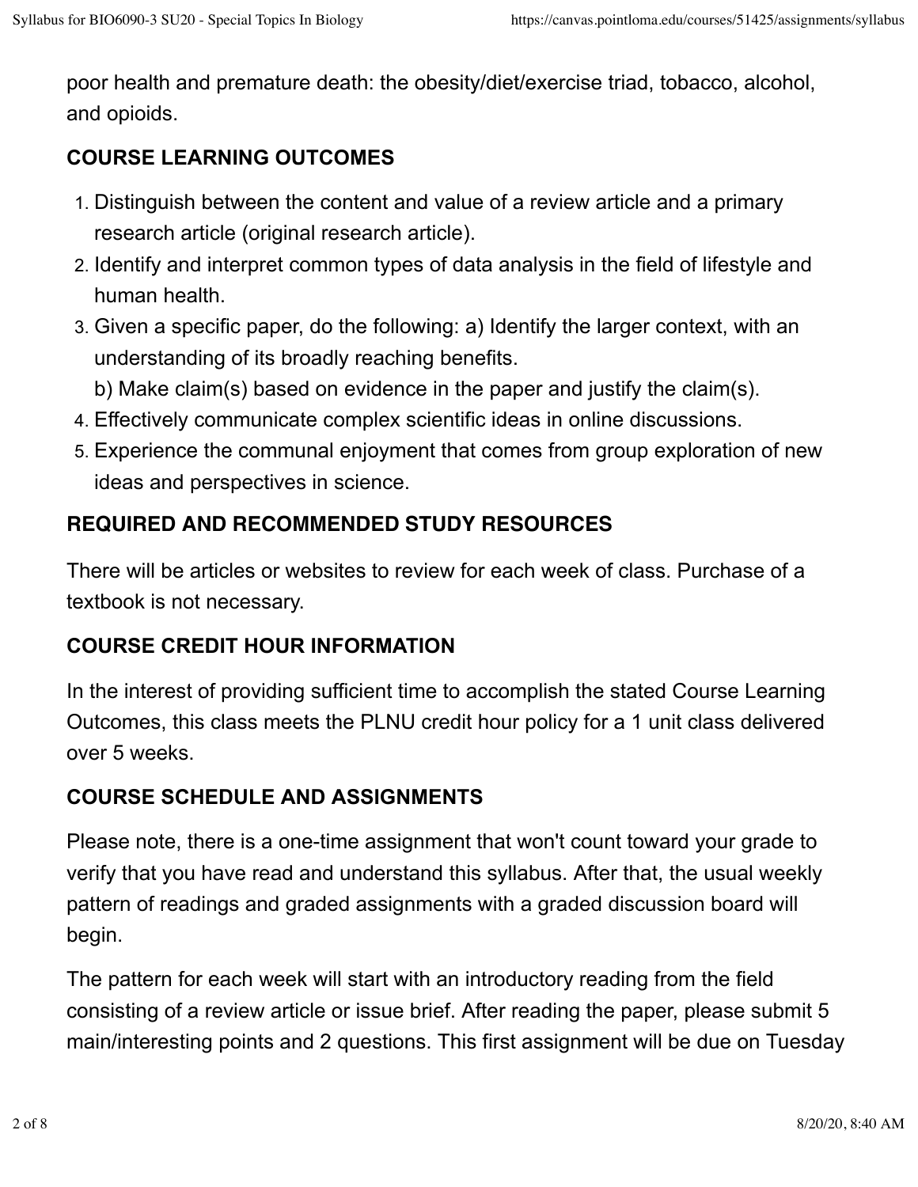poor health and premature death: the obesity/diet/exercise triad, tobacco, alcohol, and opioids.

## COURSE LEARNING OUTCOMES

1. Distinguish between the content and value of a review article and a primary research article (original research article).
2. Identify and interpret common types of data analysis in the field of lifestyle and human health.
3. Given a specific paper, do the following: a) Identify the larger context, with an understanding of its broadly reaching benefits.
   b) Make claim(s) based on evidence in the paper and justify the claim(s).
4. Effectively communicate complex scientific ideas in online discussions.
5. Experience the communal enjoyment that comes from group exploration of new ideas and perspectives in science.

## REQUIRED AND RECOMMENDED STUDY RESOURCES

There will be articles or websites to review for each week of class. Purchase of a textbook is not necessary.

## COURSE CREDIT HOUR INFORMATION

In the interest of providing sufficient time to accomplish the stated Course Learning Outcomes, this class meets the PLNU credit hour policy for a 1 unit class delivered over 5 weeks.

## COURSE SCHEDULE AND ASSIGNMENTS

Please note, there is a one-time assignment that won't count toward your grade to verify that you have read and understand this syllabus. After that, the usual weekly pattern of readings and graded assignments with a graded discussion board will begin.

The pattern for each week will start with an introductory reading from the field consisting of a review article or issue brief. After reading the paper, please submit 5 main/interesting points and 2 questions. This first assignment will be due on Tuesday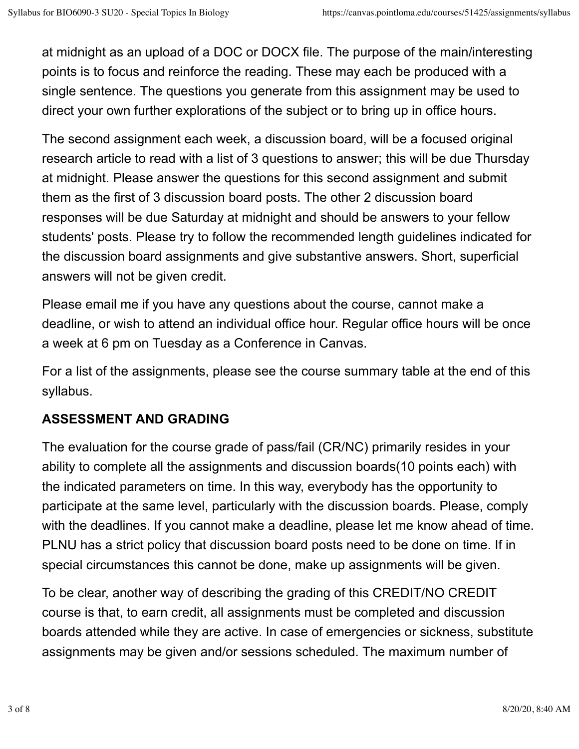at midnight as an upload of a DOC or DOCX file. The purpose of the main/interesting points is to focus and reinforce the reading. These may each be produced with a single sentence. The questions you generate from this assignment may be used to direct your own further explorations of the subject or to bring up in office hours.

The second assignment each week, a discussion board, will be a focused original research article to read with a list of 3 questions to answer; this will be due Thursday at midnight. Please answer the questions for this second assignment and submit them as the first of 3 discussion board posts. The other 2 discussion board responses will be due Saturday at midnight and should be answers to your fellow students' posts. Please try to follow the recommended length guidelines indicated for the discussion board assignments and give substantive answers. Short, superficial answers will not be given credit.

Please email me if you have any questions about the course, cannot make a deadline, or wish to attend an individual office hour. Regular office hours will be once a week at 6 pm on Tuesday as a Conference in Canvas.

For a list of the assignments, please see the course summary table at the end of this syllabus.

**ASSESSMENT AND GRADING**

The evaluation for the course grade of pass/fail (CR/NC) primarily resides in your ability to complete all the assignments and discussion boards(10 points each) with the indicated parameters on time. In this way, everybody has the opportunity to participate at the same level, particularly with the discussion boards. Please, comply with the deadlines. If you cannot make a deadline, please let me know ahead of time. PLNU has a strict policy that discussion board posts need to be done on time. If in special circumstances this cannot be done, make up assignments will be given.

To be clear, another way of describing the grading of this CREDIT/NO CREDIT course is that, to earn credit, all assignments must be completed and discussion boards attended while they are active. In case of emergencies or sickness, substitute assignments may be given and/or sessions scheduled. The maximum number of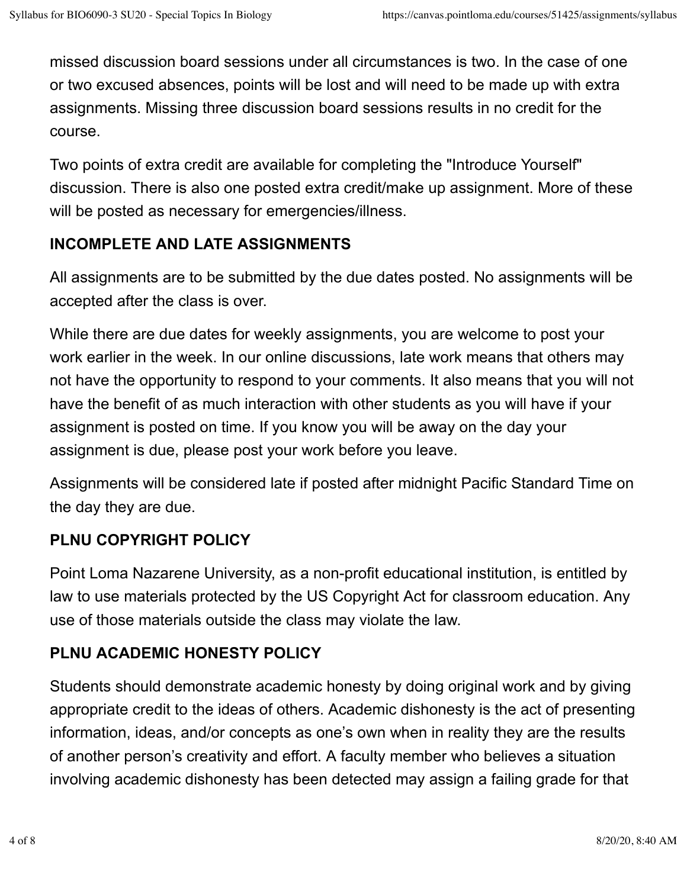missed discussion board sessions under all circumstances is two. In the case of one or two excused absences, points will be lost and will need to be made up with extra assignments. Missing three discussion board sessions results in no credit for the course.

Two points of extra credit are available for completing the "Introduce Yourself" discussion. There is also one posted extra credit/make up assignment. More of these will be posted as necessary for emergencies/illness.

### INCOMPLETE AND LATE ASSIGNMENTS

All assignments are to be submitted by the due dates posted. No assignments will be accepted after the class is over.

While there are due dates for weekly assignments, you are welcome to post your work earlier in the week. In our online discussions, late work means that others may not have the opportunity to respond to your comments. It also means that you will not have the benefit of as much interaction with other students as you will have if your assignment is posted on time. If you know you will be away on the day your assignment is due, please post your work before you leave.

Assignments will be considered late if posted after midnight Pacific Standard Time on the day they are due.

### PLNU COPYRIGHT POLICY

Point Loma Nazarene University, as a non-profit educational institution, is entitled by law to use materials protected by the US Copyright Act for classroom education. Any use of those materials outside the class may violate the law.

### PLNU ACADEMIC HONESTY POLICY

Students should demonstrate academic honesty by doing original work and by giving appropriate credit to the ideas of others. Academic dishonesty is the act of presenting information, ideas, and/or concepts as one's own when in reality they are the results of another person's creativity and effort. A faculty member who believes a situation involving academic dishonesty has been detected may assign a failing grade for that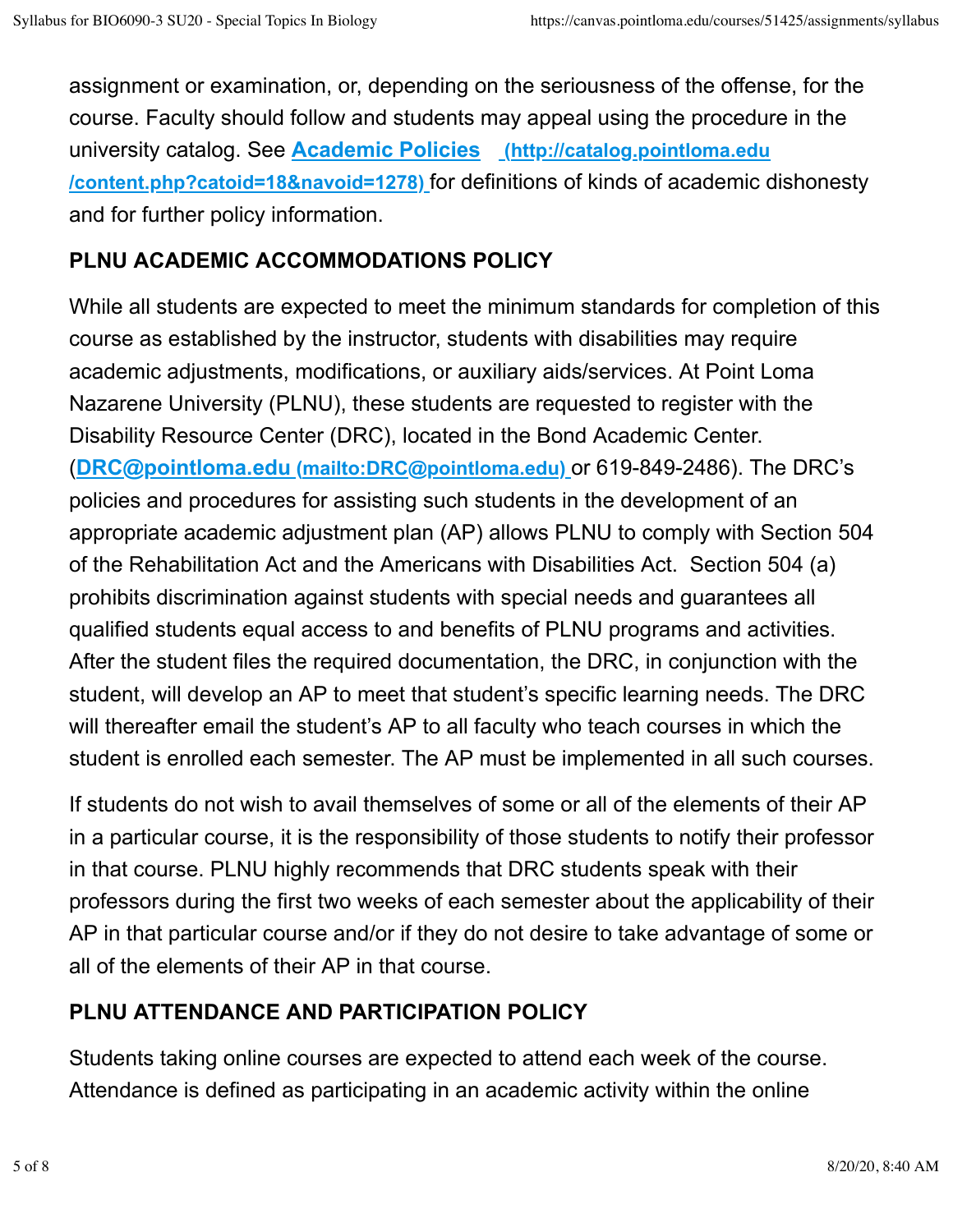assignment or examination, or, depending on the seriousness of the offense, for the course. Faculty should follow and students may appeal using the procedure in the university catalog. See [Academic Policies (http://catalog.pointloma.edu/content.php?catoid=18&navoid=1278)](http://catalog.pointloma.edu/content.php?catoid=18&navoid=1278) for definitions of kinds of academic dishonesty and for further policy information.

## PLNU ACADEMIC ACCOMMODATIONS POLICY

While all students are expected to meet the minimum standards for completion of this course as established by the instructor, students with disabilities may require academic adjustments, modifications, or auxiliary aids/services. At Point Loma Nazarene University (PLNU), these students are requested to register with the Disability Resource Center (DRC), located in the Bond Academic Center. ([DRC@pointloma.edu (mailto:DRC@pointloma.edu)](mailto:DRC@pointloma.edu) or 619-849-2486). The DRC's policies and procedures for assisting such students in the development of an appropriate academic adjustment plan (AP) allows PLNU to comply with Section 504 of the Rehabilitation Act and the Americans with Disabilities Act. Section 504 (a) prohibits discrimination against students with special needs and guarantees all qualified students equal access to and benefits of PLNU programs and activities. After the student files the required documentation, the DRC, in conjunction with the student, will develop an AP to meet that student's specific learning needs. The DRC will thereafter email the student's AP to all faculty who teach courses in which the student is enrolled each semester. The AP must be implemented in all such courses.

If students do not wish to avail themselves of some or all of the elements of their AP in a particular course, it is the responsibility of those students to notify their professor in that course. PLNU highly recommends that DRC students speak with their professors during the first two weeks of each semester about the applicability of their AP in that particular course and/or if they do not desire to take advantage of some or all of the elements of their AP in that course.

## PLNU ATTENDANCE AND PARTICIPATION POLICY

Students taking online courses are expected to attend each week of the course. Attendance is defined as participating in an academic activity within the online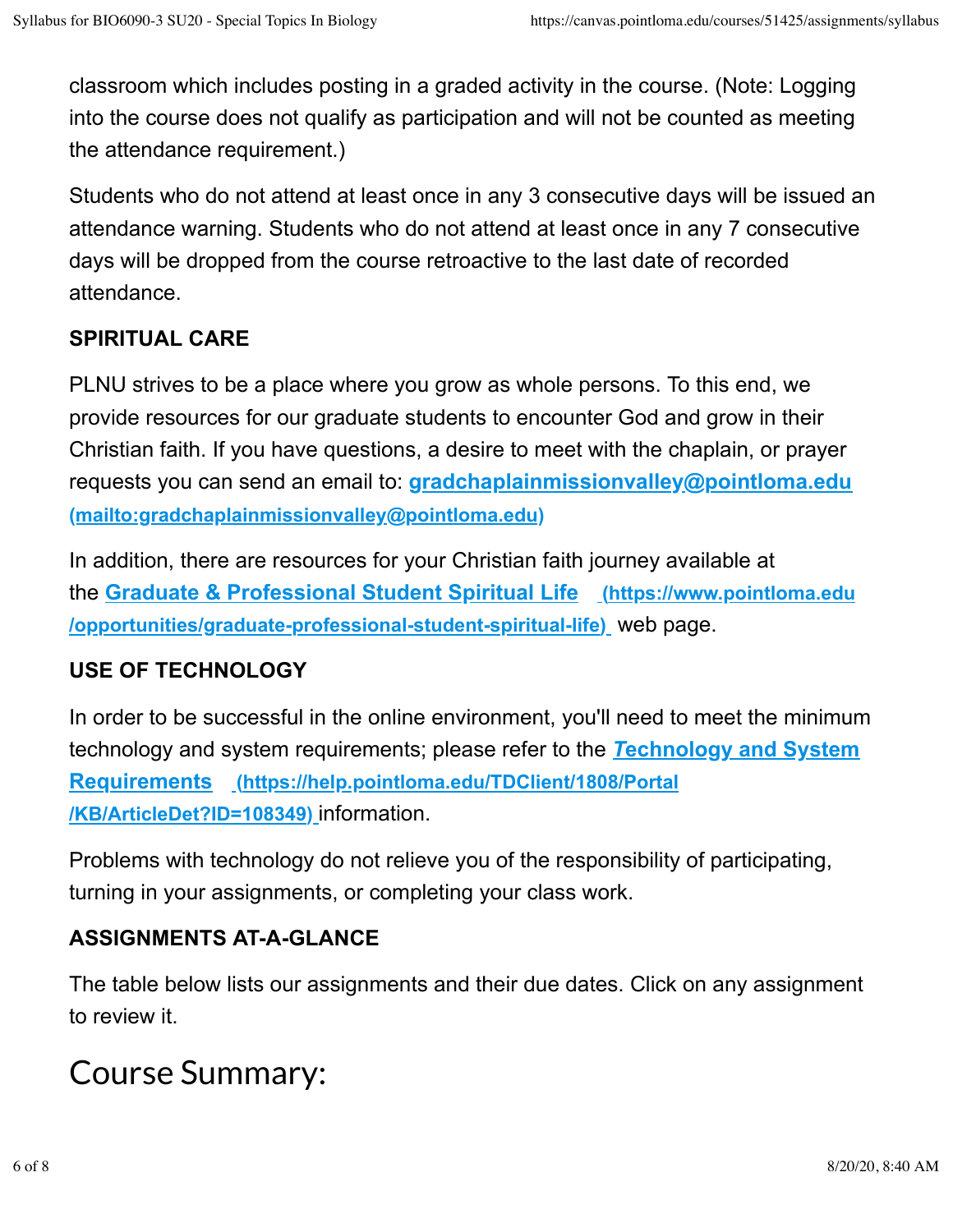classroom which includes posting in a graded activity in the course. (Note: Logging into the course does not qualify as participation and will not be counted as meeting the attendance requirement.)

Students who do not attend at least once in any 3 consecutive days will be issued an attendance warning. Students who do not attend at least once in any 7 consecutive days will be dropped from the course retroactive to the last date of recorded attendance.

### SPIRITUAL CARE

PLNU strives to be a place where you grow as whole persons. To this end, we provide resources for our graduate students to encounter God and grow in their Christian faith. If you have questions, a desire to meet with the chaplain, or prayer requests you can send an email to: **gradchaplainmissionvalley@pointloma.edu (mailto:gradchaplainmissionvalley@pointloma.edu)**

In addition, there are resources for your Christian faith journey available at the **Graduate & Professional Student Spiritual Life (https://www.pointloma.edu/opportunities/graduate-professional-student-spiritual-life)** web page.

### USE OF TECHNOLOGY

In order to be successful in the online environment, you'll need to meet the minimum technology and system requirements; please refer to the ***Technology and System Requirements*** **(https://help.pointloma.edu/TDClient/1808/Portal/KB/ArticleDet?ID=108349)** information.

Problems with technology do not relieve you of the responsibility of participating, turning in your assignments, or completing your class work.

### ASSIGNMENTS AT-A-GLANCE

The table below lists our assignments and their due dates. Click on any assignment to review it.

# Course Summary: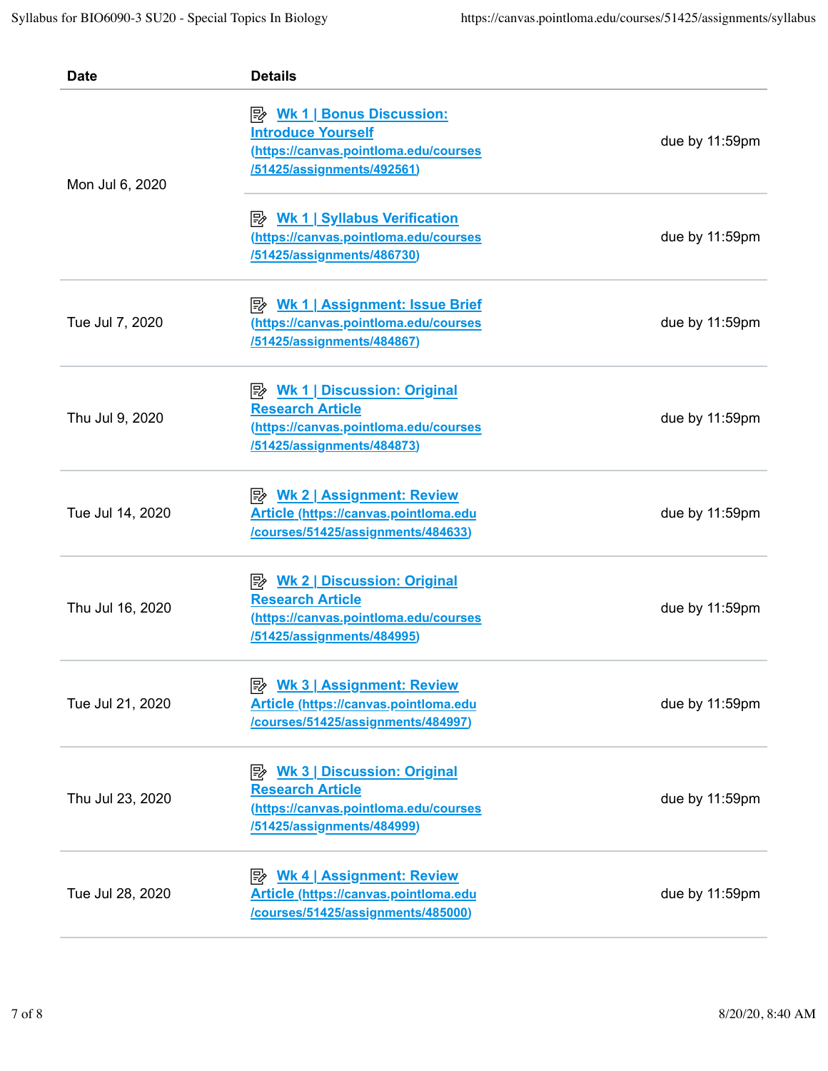| Date | Details | |
|---|---|---|
| Mon Jul 6, 2020 | Wk 1 \| Bonus Discussion: Introduce Yourself (https://canvas.pointloma.edu/courses/51425/assignments/492561) | due by 11:59pm |
| | Wk 1 \| Syllabus Verification (https://canvas.pointloma.edu/courses/51425/assignments/486730) | due by 11:59pm |
| Tue Jul 7, 2020 | Wk 1 \| Assignment: Issue Brief (https://canvas.pointloma.edu/courses/51425/assignments/484867) | due by 11:59pm |
| Thu Jul 9, 2020 | Wk 1 \| Discussion: Original Research Article (https://canvas.pointloma.edu/courses/51425/assignments/484873) | due by 11:59pm |
| Tue Jul 14, 2020 | Wk 2 \| Assignment: Review Article (https://canvas.pointloma.edu/courses/51425/assignments/484633) | due by 11:59pm |
| Thu Jul 16, 2020 | Wk 2 \| Discussion: Original Research Article (https://canvas.pointloma.edu/courses/51425/assignments/484995) | due by 11:59pm |
| Tue Jul 21, 2020 | Wk 3 \| Assignment: Review Article (https://canvas.pointloma.edu/courses/51425/assignments/484997) | due by 11:59pm |
| Thu Jul 23, 2020 | Wk 3 \| Discussion: Original Research Article (https://canvas.pointloma.edu/courses/51425/assignments/484999) | due by 11:59pm |
| Tue Jul 28, 2020 | Wk 4 \| Assignment: Review Article (https://canvas.pointloma.edu/courses/51425/assignments/485000) | due by 11:59pm |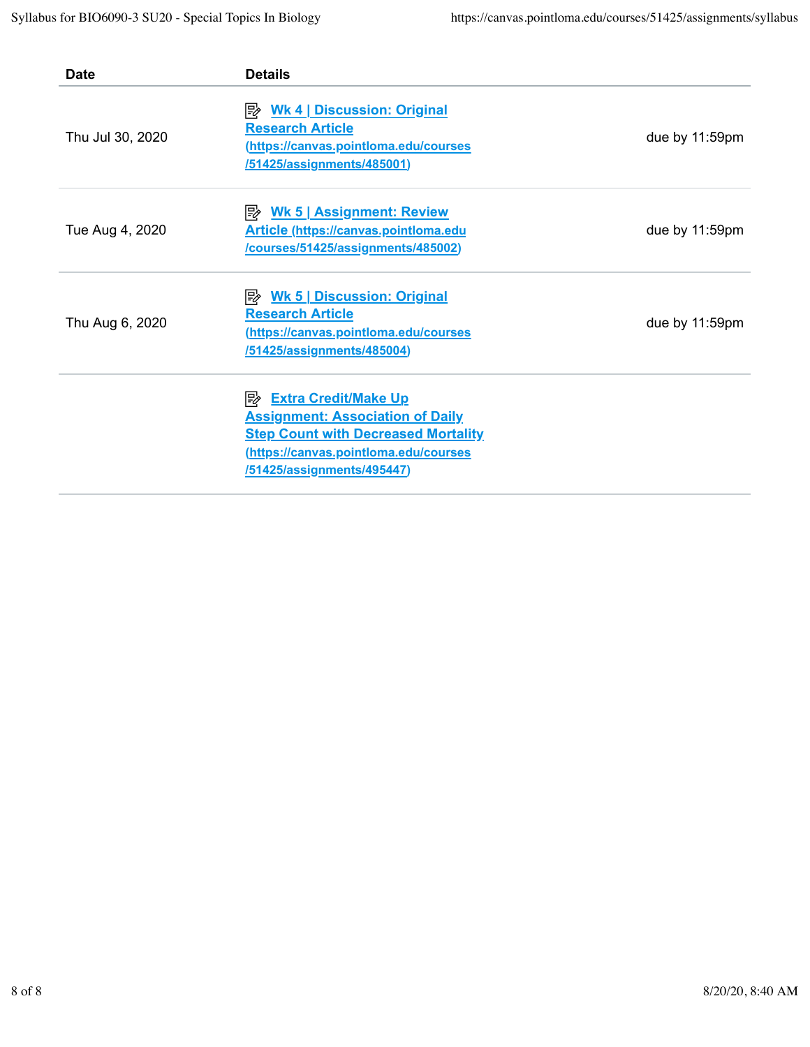| Date | Details | |
|---|---|---|
| Thu Jul 30, 2020 | [Wk 4 \| Discussion: Original Research Article](https://canvas.pointloma.edu/courses/51425/assignments/485001) (https://canvas.pointloma.edu/courses/51425/assignments/485001) | due by 11:59pm |
| Tue Aug 4, 2020 | [Wk 5 \| Assignment: Review Article](https://canvas.pointloma.edu/courses/51425/assignments/485002) (https://canvas.pointloma.edu/courses/51425/assignments/485002) | due by 11:59pm |
| Thu Aug 6, 2020 | [Wk 5 \| Discussion: Original Research Article](https://canvas.pointloma.edu/courses/51425/assignments/485004) (https://canvas.pointloma.edu/courses/51425/assignments/485004) | due by 11:59pm |
| | [Extra Credit/Make Up Assignment: Association of Daily Step Count with Decreased Mortality](https://canvas.pointloma.edu/courses/51425/assignments/495447) (https://canvas.pointloma.edu/courses/51425/assignments/495447) | |